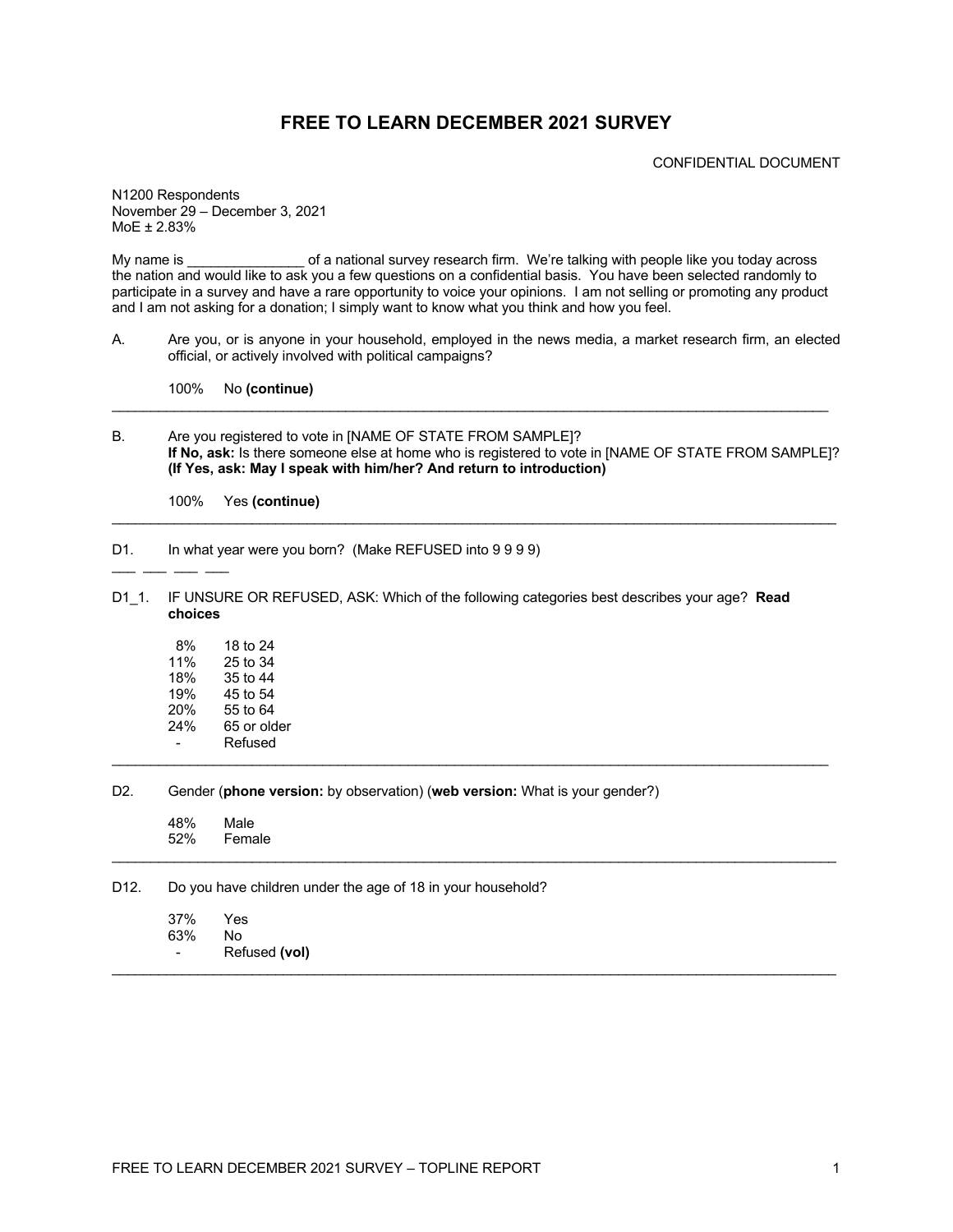# FREE TO LEARN DECEMBER 2021 SURVEY

CONFIDENTIAL DOCUMENT

N1200 Respondents
November 29 – December 3, 2021
MoE ± 2.83%

My name is _______________ of a national survey research firm. We're talking with people like you today across the nation and would like to ask you a few questions on a confidential basis. You have been selected randomly to participate in a survey and have a rare opportunity to voice your opinions. I am not selling or promoting any product and I am not asking for a donation; I simply want to know what you think and how you feel.

A. Are you, or is anyone in your household, employed in the news media, a market research firm, an elected official, or actively involved with political campaigns?

| | |
|---|---|
| 100% | No **(continue)** |

---

B. Are you registered to vote in [NAME OF STATE FROM SAMPLE]?
**If No, ask:** Is there someone else at home who is registered to vote in [NAME OF STATE FROM SAMPLE]? **(If Yes, ask: May I speak with him/her? And return to introduction)**

| | |
|---|---|
| 100% | Yes **(continue)** |

---

D1. In what year were you born? (Make REFUSED into 9 9 9 9)

___ ___ ___ ___

D1_1. IF UNSURE OR REFUSED, ASK: Which of the following categories best describes your age? **Read choices**

| | |
|---|---|
| 8% | 18 to 24 |
| 11% | 25 to 34 |
| 18% | 35 to 44 |
| 19% | 45 to 54 |
| 20% | 55 to 64 |
| 24% | 65 or older |
| - | Refused |

---

D2. Gender (**phone version:** by observation) (**web version:** What is your gender?)

| | |
|---|---|
| 48% | Male |
| 52% | Female |

---

D12. Do you have children under the age of 18 in your household?

| | |
|---|---|
| 37% | Yes |
| 63% | No |
| - | Refused **(vol)** |

---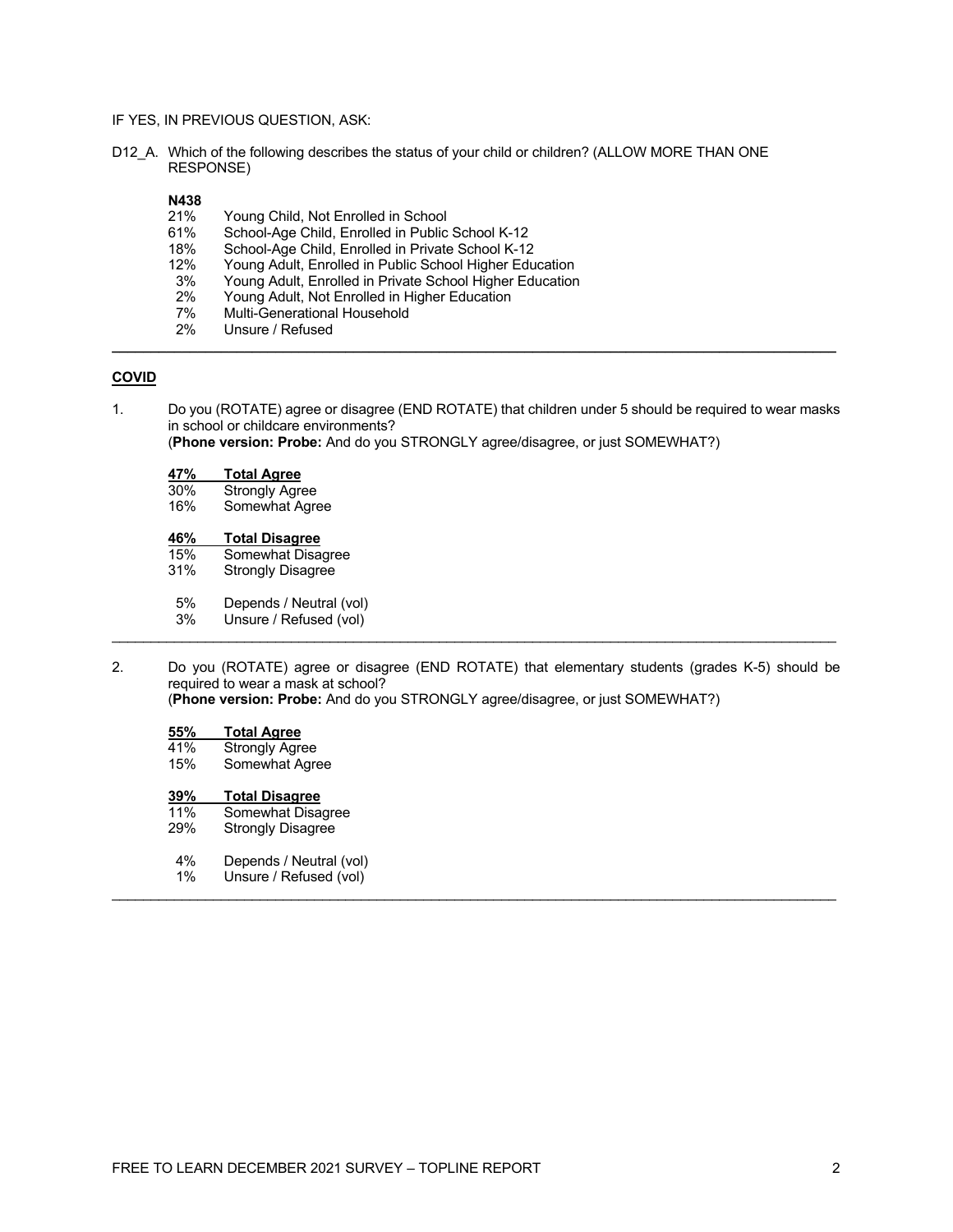IF YES, IN PREVIOUS QUESTION, ASK:

D12_A. Which of the following describes the status of your child or children? (ALLOW MORE THAN ONE RESPONSE)

**N438**

| | |
|---|---|
| 21% | Young Child, Not Enrolled in School |
| 61% | School-Age Child, Enrolled in Public School K-12 |
| 18% | School-Age Child, Enrolled in Private School K-12 |
| 12% | Young Adult, Enrolled in Public School Higher Education |
| 3% | Young Adult, Enrolled in Private School Higher Education |
| 2% | Young Adult, Not Enrolled in Higher Education |
| 7% | Multi-Generational Household |
| 2% | Unsure / Refused |

---

## COVID

1. Do you (ROTATE) agree or disagree (END ROTATE) that children under 5 should be required to wear masks in school or childcare environments?
(**Phone version: Probe:** And do you STRONGLY agree/disagree, or just SOMEWHAT?)

| | |
|---|---|
| **47%** | **Total Agree** |
| 30% | Strongly Agree |
| 16% | Somewhat Agree |
| | |
| **46%** | **Total Disagree** |
| 15% | Somewhat Disagree |
| 31% | Strongly Disagree |
| | |
| 5% | Depends / Neutral (vol) |
| 3% | Unsure / Refused (vol) |

---

2. Do you (ROTATE) agree or disagree (END ROTATE) that elementary students (grades K-5) should be required to wear a mask at school?
(**Phone version: Probe:** And do you STRONGLY agree/disagree, or just SOMEWHAT?)

| | |
|---|---|
| **55%** | **Total Agree** |
| 41% | Strongly Agree |
| 15% | Somewhat Agree |
| | |
| **39%** | **Total Disagree** |
| 11% | Somewhat Disagree |
| 29% | Strongly Disagree |
| | |
| 4% | Depends / Neutral (vol) |
| 1% | Unsure / Refused (vol) |

---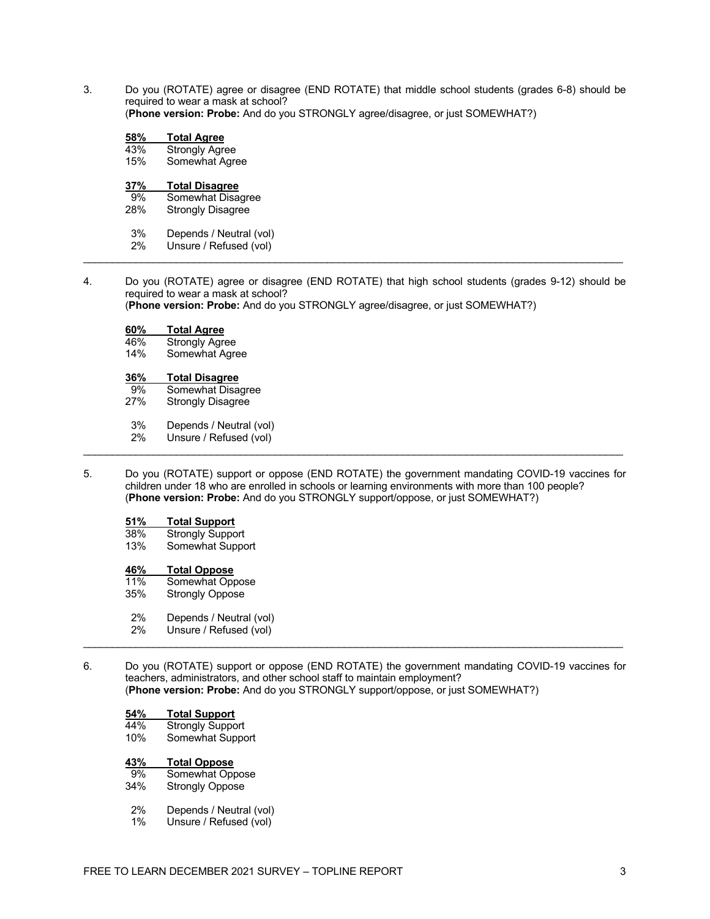3. Do you (ROTATE) agree or disagree (END ROTATE) that middle school students (grades 6-8) should be required to wear a mask at school?
(**Phone version: Probe:** And do you STRONGLY agree/disagree, or just SOMEWHAT?)

**58% Total Agree**
43% Strongly Agree
15% Somewhat Agree

**37% Total Disagree**
9% Somewhat Disagree
28% Strongly Disagree

3% Depends / Neutral (vol)
2% Unsure / Refused (vol)

---

4. Do you (ROTATE) agree or disagree (END ROTATE) that high school students (grades 9-12) should be required to wear a mask at school?
(**Phone version: Probe:** And do you STRONGLY agree/disagree, or just SOMEWHAT?)

**60% Total Agree**
46% Strongly Agree
14% Somewhat Agree

**36% Total Disagree**
9% Somewhat Disagree
27% Strongly Disagree

3% Depends / Neutral (vol)
2% Unsure / Refused (vol)

---

5. Do you (ROTATE) support or oppose (END ROTATE) the government mandating COVID-19 vaccines for children under 18 who are enrolled in schools or learning environments with more than 100 people?
(**Phone version: Probe:** And do you STRONGLY support/oppose, or just SOMEWHAT?)

**51% Total Support**
38% Strongly Support
13% Somewhat Support

**46% Total Oppose**
11% Somewhat Oppose
35% Strongly Oppose

2% Depends / Neutral (vol)
2% Unsure / Refused (vol)

---

6. Do you (ROTATE) support or oppose (END ROTATE) the government mandating COVID-19 vaccines for teachers, administrators, and other school staff to maintain employment?
(**Phone version: Probe:** And do you STRONGLY support/oppose, or just SOMEWHAT?)

**54% Total Support**
44% Strongly Support
10% Somewhat Support

**43% Total Oppose**
9% Somewhat Oppose
34% Strongly Oppose

2% Depends / Neutral (vol)
1% Unsure / Refused (vol)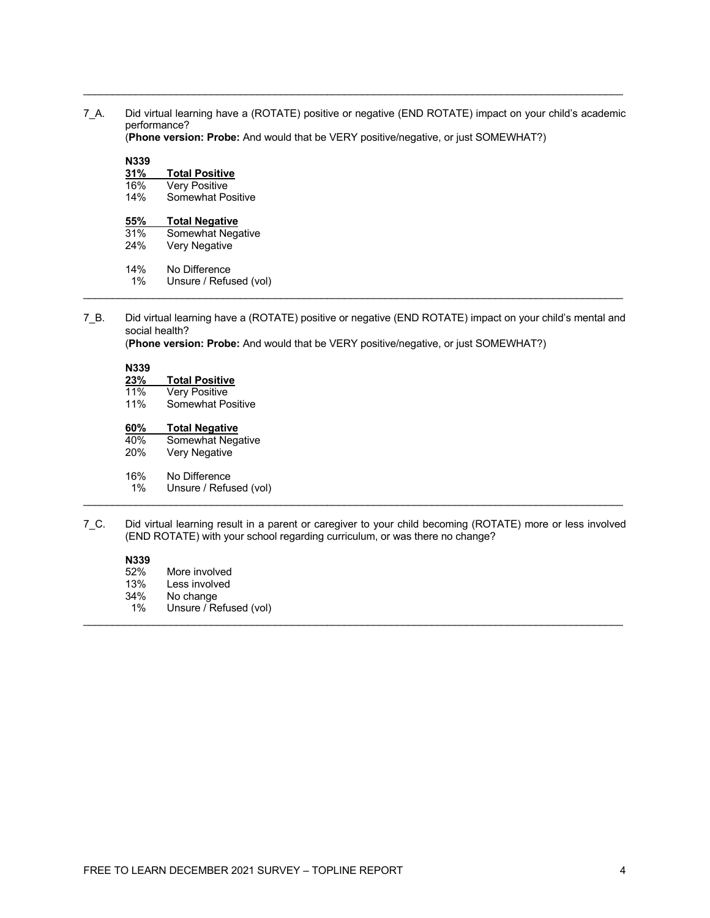7_A. Did virtual learning have a (ROTATE) positive or negative (END ROTATE) impact on your child's academic performance?
(**Phone version: Probe:** And would that be VERY positive/negative, or just SOMEWHAT?)

**N339**

| | |
|---|---|
| **31%** | **Total Positive** |
| 16% | Very Positive |
| 14% | Somewhat Positive |
| **55%** | **Total Negative** |
| 31% | Somewhat Negative |
| 24% | Very Negative |
| 14% | No Difference |
| 1% | Unsure / Refused (vol) |

---

7_B. Did virtual learning have a (ROTATE) positive or negative (END ROTATE) impact on your child's mental and social health?
(**Phone version: Probe:** And would that be VERY positive/negative, or just SOMEWHAT?)

**N339**

| | |
|---|---|
| **23%** | **Total Positive** |
| 11% | Very Positive |
| 11% | Somewhat Positive |
| **60%** | **Total Negative** |
| 40% | Somewhat Negative |
| 20% | Very Negative |
| 16% | No Difference |
| 1% | Unsure / Refused (vol) |

---

7_C. Did virtual learning result in a parent or caregiver to your child becoming (ROTATE) more or less involved (END ROTATE) with your school regarding curriculum, or was there no change?

**N339**

| | |
|---|---|
| 52% | More involved |
| 13% | Less involved |
| 34% | No change |
| 1% | Unsure / Refused (vol) |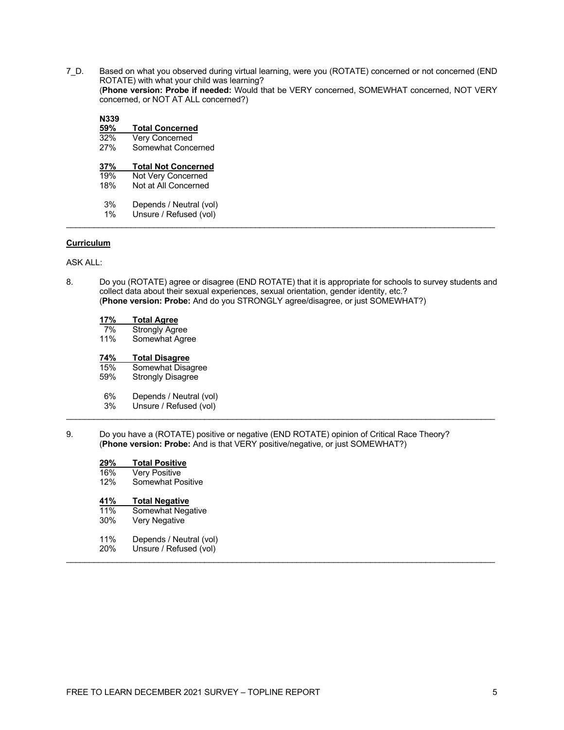7_D. Based on what you observed during virtual learning, were you (ROTATE) concerned or not concerned (END ROTATE) with what your child was learning?
(**Phone version: Probe if needed:** Would that be VERY concerned, SOMEWHAT concerned, NOT VERY concerned, or NOT AT ALL concerned?)

**N339**

| | |
|---|---|
| **59%** | **Total Concerned** |
| 32% | Very Concerned |
| 27% | Somewhat Concerned |
| **37%** | **Total Not Concerned** |
| 19% | Not Very Concerned |
| 18% | Not at All Concerned |
| 3% | Depends / Neutral (vol) |
| 1% | Unsure / Refused (vol) |

---

## Curriculum

ASK ALL:

8. Do you (ROTATE) agree or disagree (END ROTATE) that it is appropriate for schools to survey students and collect data about their sexual experiences, sexual orientation, gender identity, etc.?
(**Phone version: Probe:** And do you STRONGLY agree/disagree, or just SOMEWHAT?)

| | |
|---|---|
| **17%** | **Total Agree** |
| 7% | Strongly Agree |
| 11% | Somewhat Agree |
| **74%** | **Total Disagree** |
| 15% | Somewhat Disagree |
| 59% | Strongly Disagree |
| 6% | Depends / Neutral (vol) |
| 3% | Unsure / Refused (vol) |

---

9. Do you have a (ROTATE) positive or negative (END ROTATE) opinion of Critical Race Theory?
(**Phone version: Probe:** And is that VERY positive/negative, or just SOMEWHAT?)

| | |
|---|---|
| **29%** | **Total Positive** |
| 16% | Very Positive |
| 12% | Somewhat Positive |
| **41%** | **Total Negative** |
| 11% | Somewhat Negative |
| 30% | Very Negative |
| 11% | Depends / Neutral (vol) |
| 20% | Unsure / Refused (vol) |

---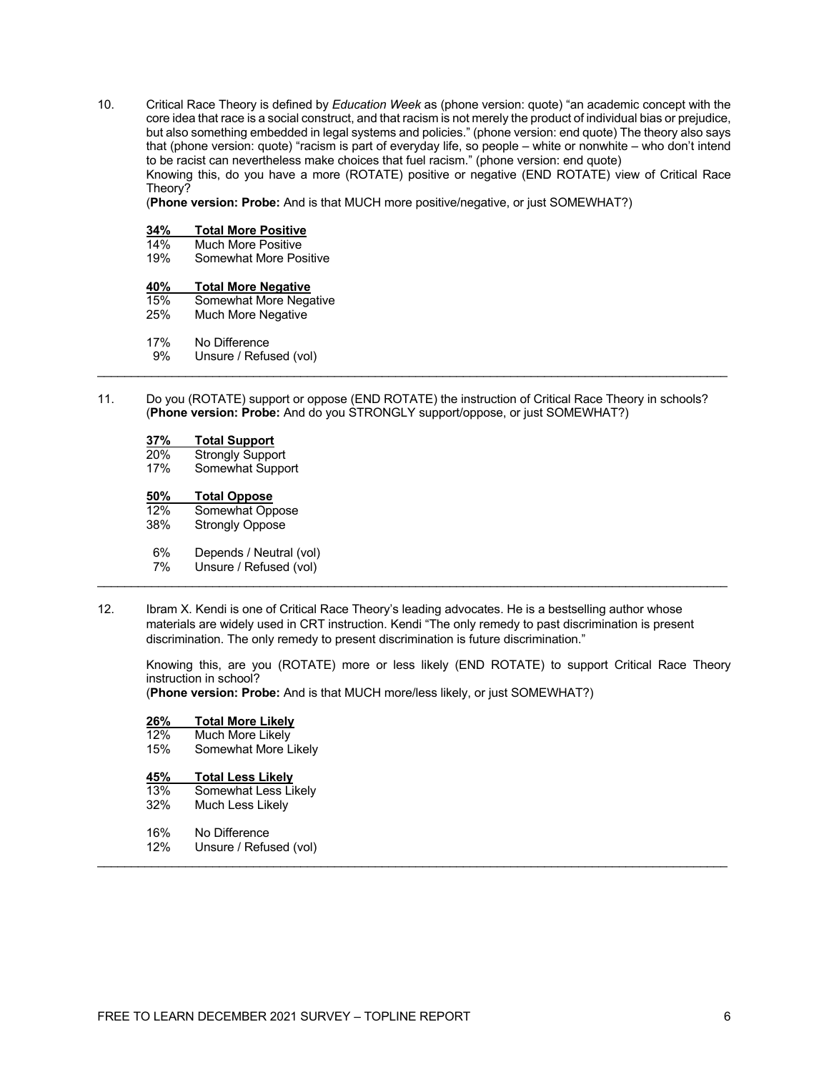10. Critical Race Theory is defined by *Education Week* as (phone version: quote) "an academic concept with the core idea that race is a social construct, and that racism is not merely the product of individual bias or prejudice, but also something embedded in legal systems and policies." (phone version: end quote) The theory also says that (phone version: quote) "racism is part of everyday life, so people – white or nonwhite – who don't intend to be racist can nevertheless make choices that fuel racism." (phone version: end quote)
Knowing this, do you have a more (ROTATE) positive or negative (END ROTATE) view of Critical Race Theory?
(**Phone version: Probe:** And is that MUCH more positive/negative, or just SOMEWHAT?)

**34% Total More Positive**
14% Much More Positive
19% Somewhat More Positive

**40% Total More Negative**
15% Somewhat More Negative
25% Much More Negative

17% No Difference
9% Unsure / Refused (vol)

---

11. Do you (ROTATE) support or oppose (END ROTATE) the instruction of Critical Race Theory in schools?
(**Phone version: Probe:** And do you STRONGLY support/oppose, or just SOMEWHAT?)

**37% Total Support**
20% Strongly Support
17% Somewhat Support

**50% Total Oppose**
12% Somewhat Oppose
38% Strongly Oppose

6% Depends / Neutral (vol)
7% Unsure / Refused (vol)

---

12. Ibram X. Kendi is one of Critical Race Theory's leading advocates. He is a bestselling author whose materials are widely used in CRT instruction. Kendi "The only remedy to past discrimination is present discrimination. The only remedy to present discrimination is future discrimination."

Knowing this, are you (ROTATE) more or less likely (END ROTATE) to support Critical Race Theory instruction in school?
(**Phone version: Probe:** And is that MUCH more/less likely, or just SOMEWHAT?)

**26% Total More Likely**
12% Much More Likely
15% Somewhat More Likely

**45% Total Less Likely**
13% Somewhat Less Likely
32% Much Less Likely

16% No Difference
12% Unsure / Refused (vol)

---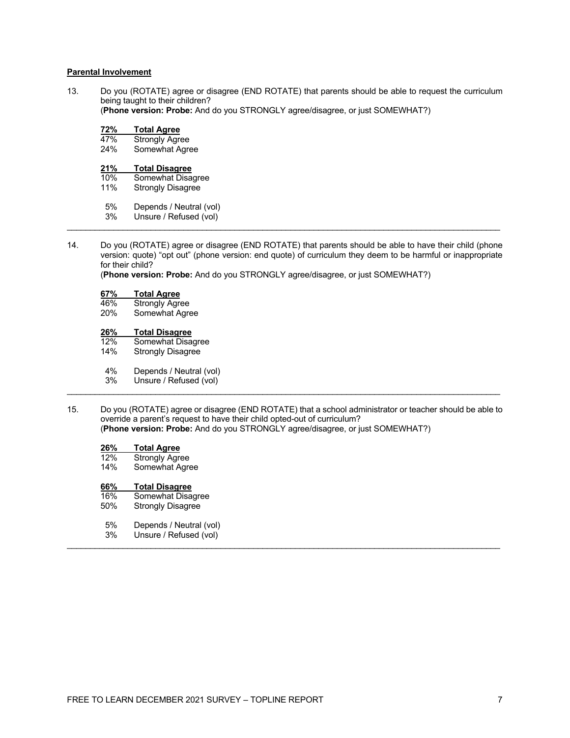**Parental Involvement**

13. Do you (ROTATE) agree or disagree (END ROTATE) that parents should be able to request the curriculum being taught to their children?
(**Phone version: Probe:** And do you STRONGLY agree/disagree, or just SOMEWHAT?)

**72% Total Agree**
47% Strongly Agree
24% Somewhat Agree

**21% Total Disagree**
10% Somewhat Disagree
11% Strongly Disagree

5% Depends / Neutral (vol)
3% Unsure / Refused (vol)

---

14. Do you (ROTATE) agree or disagree (END ROTATE) that parents should be able to have their child (phone version: quote) "opt out" (phone version: end quote) of curriculum they deem to be harmful or inappropriate for their child?
(**Phone version: Probe:** And do you STRONGLY agree/disagree, or just SOMEWHAT?)

**67% Total Agree**
46% Strongly Agree
20% Somewhat Agree

**26% Total Disagree**
12% Somewhat Disagree
14% Strongly Disagree

4% Depends / Neutral (vol)
3% Unsure / Refused (vol)

---

15. Do you (ROTATE) agree or disagree (END ROTATE) that a school administrator or teacher should be able to override a parent's request to have their child opted-out of curriculum?
(**Phone version: Probe:** And do you STRONGLY agree/disagree, or just SOMEWHAT?)

**26% Total Agree**
12% Strongly Agree
14% Somewhat Agree

**66% Total Disagree**
16% Somewhat Disagree
50% Strongly Disagree

5% Depends / Neutral (vol)
3% Unsure / Refused (vol)

---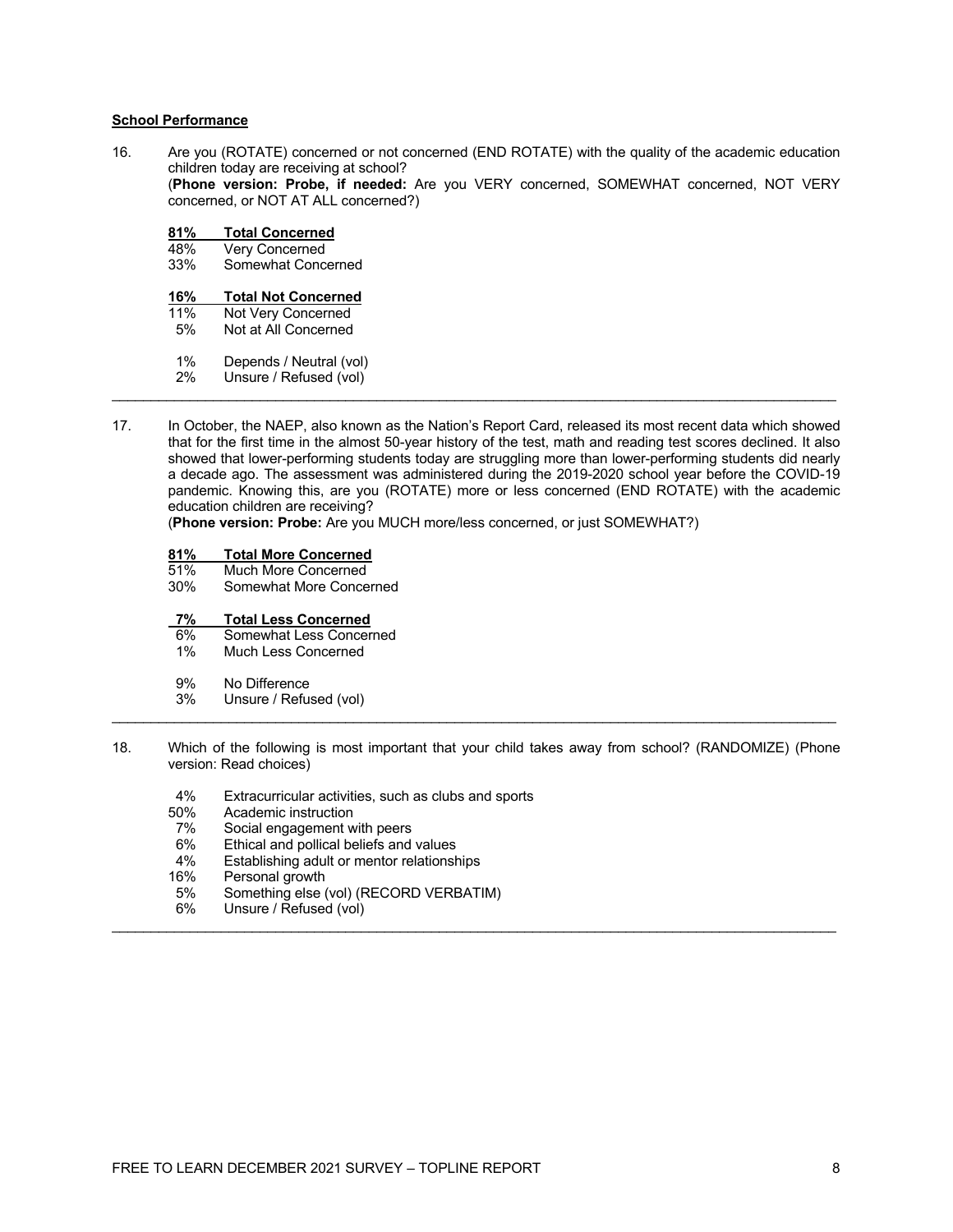**School Performance**

16. Are you (ROTATE) concerned or not concerned (END ROTATE) with the quality of the academic education children today are receiving at school?
(**Phone version: Probe, if needed:** Are you VERY concerned, SOMEWHAT concerned, NOT VERY concerned, or NOT AT ALL concerned?)

| | |
|---|---|
| **81%** | **Total Concerned** |
| 48% | Very Concerned |
| 33% | Somewhat Concerned |
| **16%** | **Total Not Concerned** |
| 11% | Not Very Concerned |
| 5% | Not at All Concerned |
| 1% | Depends / Neutral (vol) |
| 2% | Unsure / Refused (vol) |

---

17. In October, the NAEP, also known as the Nation's Report Card, released its most recent data which showed that for the first time in the almost 50-year history of the test, math and reading test scores declined. It also showed that lower-performing students today are struggling more than lower-performing students did nearly a decade ago. The assessment was administered during the 2019-2020 school year before the COVID-19 pandemic. Knowing this, are you (ROTATE) more or less concerned (END ROTATE) with the academic education children are receiving?
(**Phone version: Probe:** Are you MUCH more/less concerned, or just SOMEWHAT?)

| | |
|---|---|
| **81%** | **Total More Concerned** |
| 51% | Much More Concerned |
| 30% | Somewhat More Concerned |
| **7%** | **Total Less Concerned** |
| 6% | Somewhat Less Concerned |
| 1% | Much Less Concerned |
| 9% | No Difference |
| 3% | Unsure / Refused (vol) |

---

18. Which of the following is most important that your child takes away from school? (RANDOMIZE) (Phone version: Read choices)

| | |
|---|---|
| 4% | Extracurricular activities, such as clubs and sports |
| 50% | Academic instruction |
| 7% | Social engagement with peers |
| 6% | Ethical and pollical beliefs and values |
| 4% | Establishing adult or mentor relationships |
| 16% | Personal growth |
| 5% | Something else (vol) (RECORD VERBATIM) |
| 6% | Unsure / Refused (vol) |

---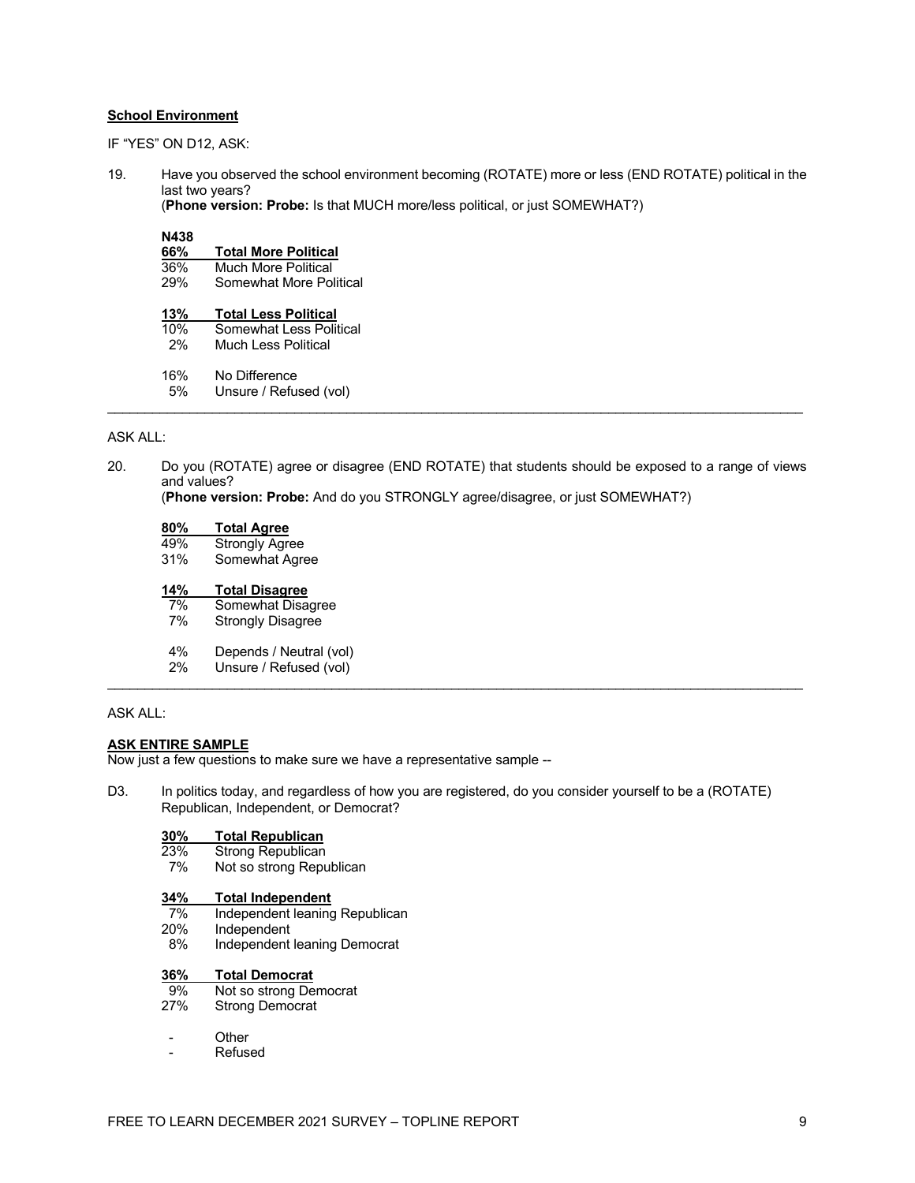**School Environment**

IF "YES" ON D12, ASK:

19. Have you observed the school environment becoming (ROTATE) more or less (END ROTATE) political in the last two years?
(**Phone version: Probe:** Is that MUCH more/less political, or just SOMEWHAT?)

| N438 | |
|---|---|
| **66%** | **Total More Political** |
| 36% | Much More Political |
| 29% | Somewhat More Political |
| | |
| **13%** | **Total Less Political** |
| 10% | Somewhat Less Political |
| 2% | Much Less Political |
| | |
| 16% | No Difference |
| 5% | Unsure / Refused (vol) |

---

ASK ALL:

20. Do you (ROTATE) agree or disagree (END ROTATE) that students should be exposed to a range of views and values?
(**Phone version: Probe:** And do you STRONGLY agree/disagree, or just SOMEWHAT?)

| | |
|---|---|
| **80%** | **Total Agree** |
| 49% | Strongly Agree |
| 31% | Somewhat Agree |
| | |
| **14%** | **Total Disagree** |
| 7% | Somewhat Disagree |
| 7% | Strongly Disagree |
| | |
| 4% | Depends / Neutral (vol) |
| 2% | Unsure / Refused (vol) |

---

ASK ALL:

**ASK ENTIRE SAMPLE**

Now just a few questions to make sure we have a representative sample --

D3. In politics today, and regardless of how you are registered, do you consider yourself to be a (ROTATE) Republican, Independent, or Democrat?

| | |
|---|---|
| **30%** | **Total Republican** |
| 23% | Strong Republican |
| 7% | Not so strong Republican |
| | |
| **34%** | **Total Independent** |
| 7% | Independent leaning Republican |
| 20% | Independent |
| 8% | Independent leaning Democrat |
| | |
| **36%** | **Total Democrat** |
| 9% | Not so strong Democrat |
| 27% | Strong Democrat |
| | |
| - | Other |
| - | Refused |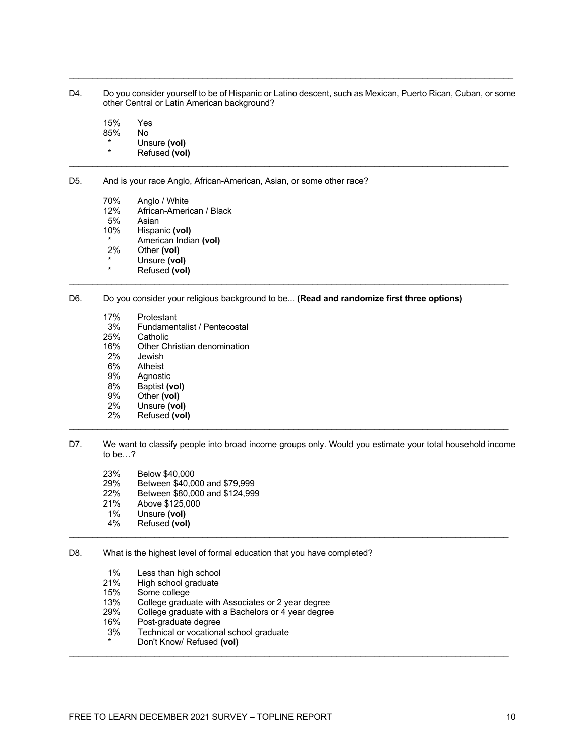D4. Do you consider yourself to be of Hispanic or Latino descent, such as Mexican, Puerto Rican, Cuban, or some other Central or Latin American background?

| | |
|---|---|
| 15% | Yes |
| 85% | No |
| * | Unsure **(vol)** |
| * | Refused **(vol)** |

---

D5. And is your race Anglo, African-American, Asian, or some other race?

| | |
|---|---|
| 70% | Anglo / White |
| 12% | African-American / Black |
| 5% | Asian |
| 10% | Hispanic **(vol)** |
| * | American Indian **(vol)** |
| 2% | Other **(vol)** |
| * | Unsure **(vol)** |
| * | Refused **(vol)** |

---

D6. Do you consider your religious background to be... **(Read and randomize first three options)**

| | |
|---|---|
| 17% | Protestant |
| 3% | Fundamentalist / Pentecostal |
| 25% | Catholic |
| 16% | Other Christian denomination |
| 2% | Jewish |
| 6% | Atheist |
| 9% | Agnostic |
| 8% | Baptist **(vol)** |
| 9% | Other **(vol)** |
| 2% | Unsure **(vol)** |
| 2% | Refused **(vol)** |

---

D7. We want to classify people into broad income groups only. Would you estimate your total household income to be…?

| | |
|---|---|
| 23% | Below $40,000 |
| 29% | Between $40,000 and $79,999 |
| 22% | Between $80,000 and $124,999 |
| 21% | Above $125,000 |
| 1% | Unsure **(vol)** |
| 4% | Refused **(vol)** |

---

D8. What is the highest level of formal education that you have completed?

| | |
|---|---|
| 1% | Less than high school |
| 21% | High school graduate |
| 15% | Some college |
| 13% | College graduate with Associates or 2 year degree |
| 29% | College graduate with a Bachelors or 4 year degree |
| 16% | Post-graduate degree |
| 3% | Technical or vocational school graduate |
| * | Don't Know/ Refused **(vol)** |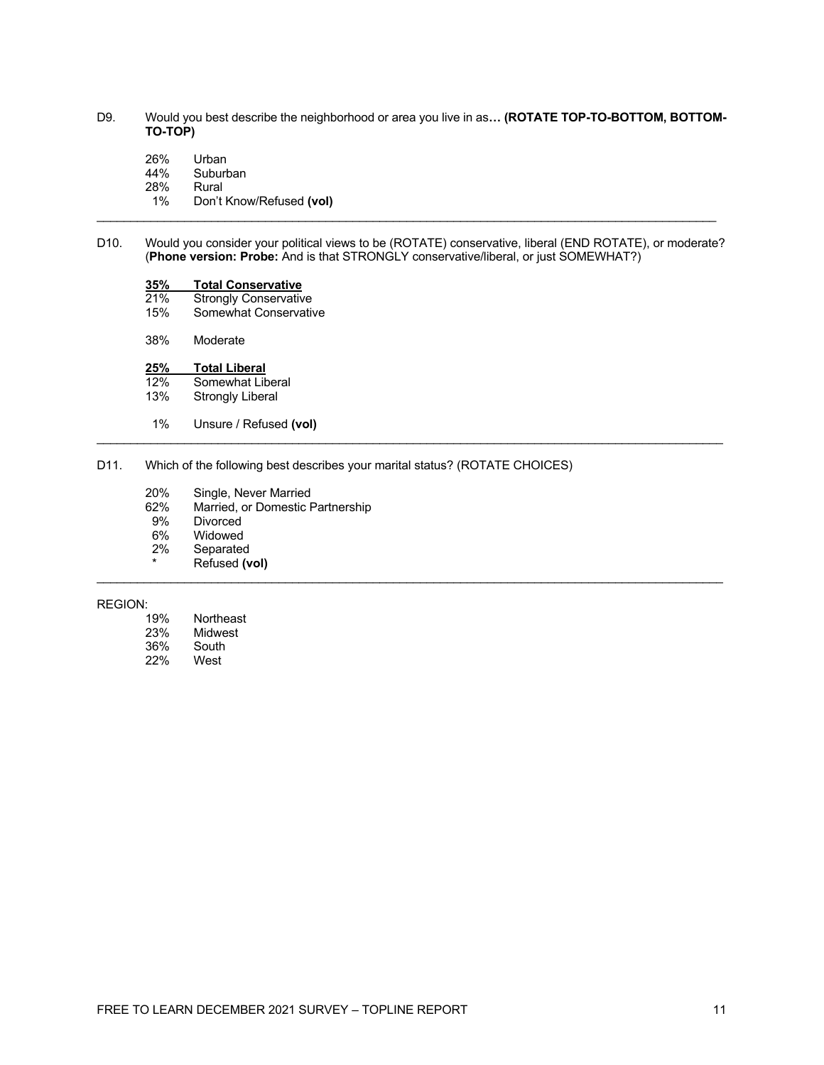D9. Would you best describe the neighborhood or area you live in as… **(ROTATE TOP-TO-BOTTOM, BOTTOM-TO-TOP)**

26% Urban
44% Suburban
28% Rural
1% Don't Know/Refused **(vol)**

---

D10. Would you consider your political views to be (ROTATE) conservative, liberal (END ROTATE), or moderate? (**Phone version: Probe:** And is that STRONGLY conservative/liberal, or just SOMEWHAT?)

**35% Total Conservative**
21% Strongly Conservative
15% Somewhat Conservative

38% Moderate

**25% Total Liberal**
12% Somewhat Liberal
13% Strongly Liberal

1% Unsure / Refused **(vol)**

---

D11. Which of the following best describes your marital status? (ROTATE CHOICES)

20% Single, Never Married
62% Married, or Domestic Partnership
9% Divorced
6% Widowed
2% Separated
* Refused **(vol)**

---

REGION:

19% Northeast
23% Midwest
36% South
22% West